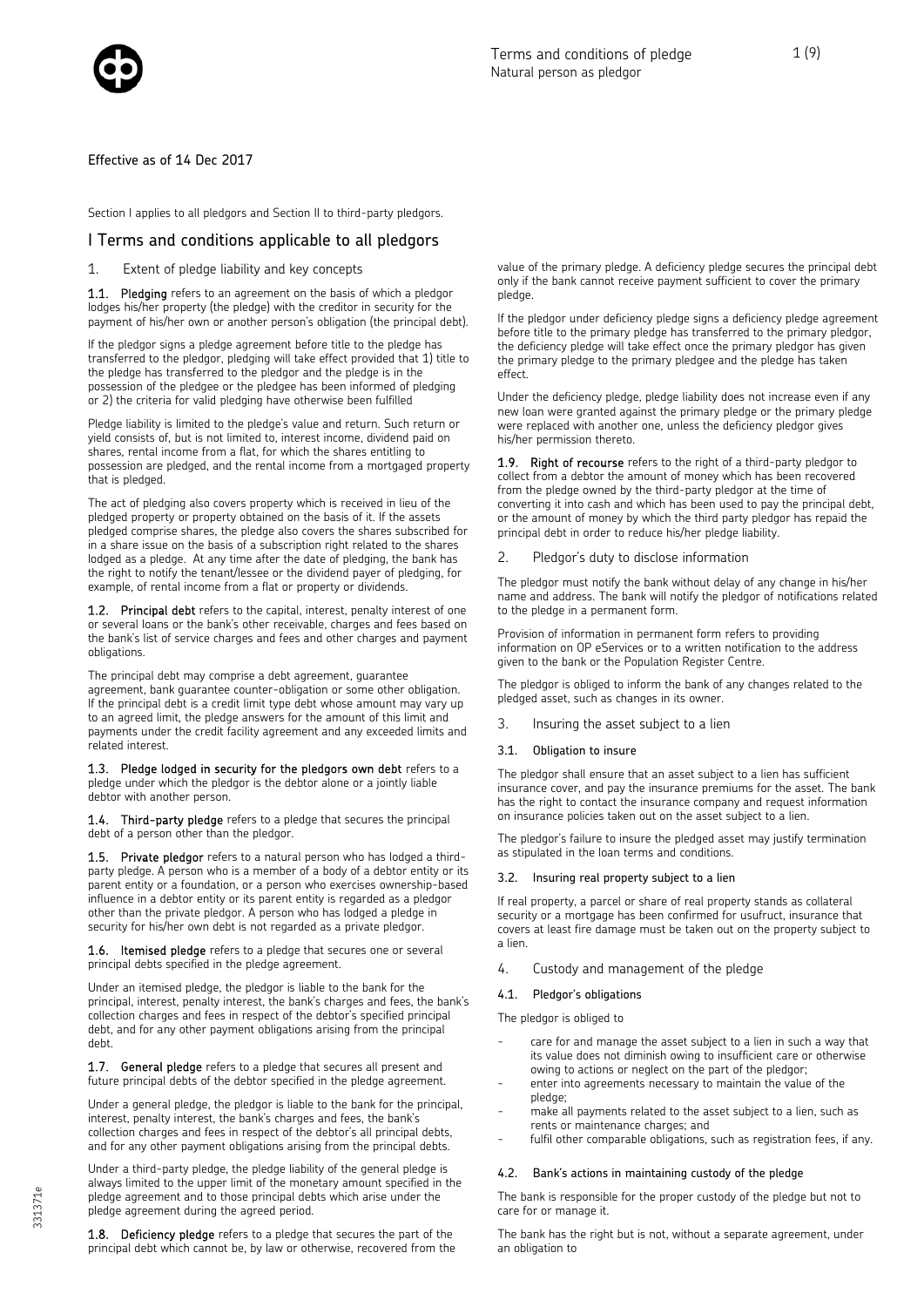# Terms and conditions of pledge
Natural person as pledgor

Effective as of 14 Dec 2017

Section I applies to all pledgors and Section II to third-party pledgors.

## I Terms and conditions applicable to all pledgors

### 1. Extent of pledge liability and key concepts

**1.1. Pledging** refers to an agreement on the basis of which a pledgor lodges his/her property (the pledge) with the creditor in security for the payment of his/her own or another person's obligation (the principal debt).

If the pledgor signs a pledge agreement before title to the pledge has transferred to the pledgor, pledging will take effect provided that 1) title to the pledge has transferred to the pledgor and the pledge is in the possession of the pledgee or the pledgee has been informed of pledging or 2) the criteria for valid pledging have otherwise been fulfilled

Pledge liability is limited to the pledge's value and return. Such return or yield consists of, but is not limited to, interest income, dividend paid on shares, rental income from a flat, for which the shares entitling to possession are pledged, and the rental income from a mortgaged property that is pledged.

The act of pledging also covers property which is received in lieu of the pledged property or property obtained on the basis of it. If the assets pledged comprise shares, the pledge also covers the shares subscribed for in a share issue on the basis of a subscription right related to the shares lodged as a pledge. At any time after the date of pledging, the bank has the right to notify the tenant/lessee or the dividend payer of pledging, for example, of rental income from a flat or property or dividends.

**1.2. Principal debt** refers to the capital, interest, penalty interest of one or several loans or the bank's other receivable, charges and fees based on the bank's list of service charges and fees and other charges and payment obligations.

The principal debt may comprise a debt agreement, guarantee agreement, bank guarantee counter-obligation or some other obligation. If the principal debt is a credit limit type debt whose amount may vary up to an agreed limit, the pledge answers for the amount of this limit and payments under the credit facility agreement and any exceeded limits and related interest.

**1.3. Pledge lodged in security for the pledgors own debt** refers to a pledge under which the pledgor is the debtor alone or a jointly liable debtor with another person.

**1.4. Third-party pledge** refers to a pledge that secures the principal debt of a person other than the pledgor.

**1.5. Private pledgor** refers to a natural person who has lodged a third-party pledge. A person who is a member of a body of a debtor entity or its parent entity or a foundation, or a person who exercises ownership-based influence in a debtor entity or its parent entity is regarded as a pledgor other than the private pledgor. A person who has lodged a pledge in security for his/her own debt is not regarded as a private pledgor.

**1.6. Itemised pledge** refers to a pledge that secures one or several principal debts specified in the pledge agreement.

Under an itemised pledge, the pledgor is liable to the bank for the principal, interest, penalty interest, the bank's charges and fees, the bank's collection charges and fees in respect of the debtor's specified principal debt, and for any other payment obligations arising from the principal debt.

**1.7. General pledge** refers to a pledge that secures all present and future principal debts of the debtor specified in the pledge agreement.

Under a general pledge, the pledgor is liable to the bank for the principal, interest, penalty interest, the bank's charges and fees, the bank's collection charges and fees in respect of the debtor's all principal debts, and for any other payment obligations arising from the principal debts.

Under a third-party pledge, the pledge liability of the general pledge is always limited to the upper limit of the monetary amount specified in the pledge agreement and to those principal debts which arise under the pledge agreement during the agreed period.

**1.8. Deficiency pledge** refers to a pledge that secures the part of the principal debt which cannot be, by law or otherwise, recovered from the value of the primary pledge. A deficiency pledge secures the principal debt only if the bank cannot receive payment sufficient to cover the primary pledge.

If the pledgor under deficiency pledge signs a deficiency pledge agreement before title to the primary pledge has transferred to the primary pledgor, the deficiency pledge will take effect once the primary pledgor has given the primary pledge to the primary pledgee and the pledge has taken effect.

Under the deficiency pledge, pledge liability does not increase even if any new loan were granted against the primary pledge or the primary pledge were replaced with another one, unless the deficiency pledgor gives his/her permission thereto.

**1.9. Right of recourse** refers to the right of a third-party pledgor to collect from a debtor the amount of money which has been recovered from the pledge owned by the third-party pledgor at the time of converting it into cash and which has been used to pay the principal debt, or the amount of money by which the third party pledgor has repaid the principal debt in order to reduce his/her pledge liability.

### 2. Pledgor's duty to disclose information

The pledgor must notify the bank without delay of any change in his/her name and address. The bank will notify the pledgor of notifications related to the pledge in a permanent form.

Provision of information in permanent form refers to providing information on OP eServices or to a written notification to the address given to the bank or the Population Register Centre.

The pledgor is obliged to inform the bank of any changes related to the pledged asset, such as changes in its owner.

### 3. Insuring the asset subject to a lien

#### 3.1. Obligation to insure

The pledgor shall ensure that an asset subject to a lien has sufficient insurance cover, and pay the insurance premiums for the asset. The bank has the right to contact the insurance company and request information on insurance policies taken out on the asset subject to a lien.

The pledgor's failure to insure the pledged asset may justify termination as stipulated in the loan terms and conditions.

#### 3.2. Insuring real property subject to a lien

If real property, a parcel or share of real property stands as collateral security or a mortgage has been confirmed for usufruct, insurance that covers at least fire damage must be taken out on the property subject to a lien.

### 4. Custody and management of the pledge

#### 4.1. Pledgor's obligations

The pledgor is obliged to

- care for and manage the asset subject to a lien in such a way that its value does not diminish owing to insufficient care or otherwise owing to actions or neglect on the part of the pledgor;
- enter into agreements necessary to maintain the value of the pledge;
- make all payments related to the asset subject to a lien, such as rents or maintenance charges; and
- fulfil other comparable obligations, such as registration fees, if any.

#### 4.2. Bank's actions in maintaining custody of the pledge

The bank is responsible for the proper custody of the pledge but not to care for or manage it.

The bank has the right but is not, without a separate agreement, under an obligation to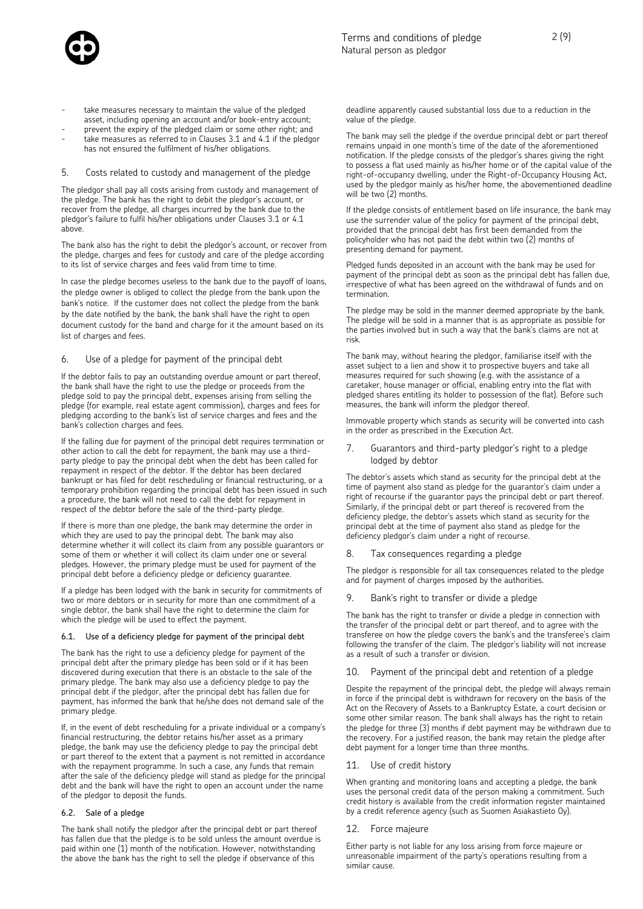- take measures necessary to maintain the value of the pledged asset, including opening an account and/or book-entry account;
- prevent the expiry of the pledged claim or some other right; and
- take measures as referred to in Clauses 3.1 and 4.1 if the pledgor has not ensured the fulfilment of his/her obligations.

## 5. Costs related to custody and management of the pledge

The pledgor shall pay all costs arising from custody and management of the pledge. The bank has the right to debit the pledgor's account, or recover from the pledge, all charges incurred by the bank due to the pledgor's failure to fulfil his/her obligations under Clauses 3.1 or 4.1 above.

The bank also has the right to debit the pledgor's account, or recover from the pledge, charges and fees for custody and care of the pledge according to its list of service charges and fees valid from time to time.

In case the pledge becomes useless to the bank due to the payoff of loans, the pledge owner is obliged to collect the pledge from the bank upon the bank's notice. If the customer does not collect the pledge from the bank by the date notified by the bank, the bank shall have the right to open document custody for the band and charge for it the amount based on its list of charges and fees.

## 6. Use of a pledge for payment of the principal debt

If the debtor fails to pay an outstanding overdue amount or part thereof, the bank shall have the right to use the pledge or proceeds from the pledge sold to pay the principal debt, expenses arising from selling the pledge (for example, real estate agent commission), charges and fees for pledging according to the bank's list of service charges and fees and the bank's collection charges and fees.

If the falling due for payment of the principal debt requires termination or other action to call the debt for repayment, the bank may use a third-party pledge to pay the principal debt when the debt has been called for repayment in respect of the debtor. If the debtor has been declared bankrupt or has filed for debt rescheduling or financial restructuring, or a temporary prohibition regarding the principal debt has been issued in such a procedure, the bank will not need to call the debt for repayment in respect of the debtor before the sale of the third-party pledge.

If there is more than one pledge, the bank may determine the order in which they are used to pay the principal debt. The bank may also determine whether it will collect its claim from any possible guarantors or some of them or whether it will collect its claim under one or several pledges. However, the primary pledge must be used for payment of the principal debt before a deficiency pledge or deficiency guarantee.

If a pledge has been lodged with the bank in security for commitments of two or more debtors or in security for more than one commitment of a single debtor, the bank shall have the right to determine the claim for which the pledge will be used to effect the payment.

### 6.1. Use of a deficiency pledge for payment of the principal debt

The bank has the right to use a deficiency pledge for payment of the principal debt after the primary pledge has been sold or if it has been discovered during execution that there is an obstacle to the sale of the primary pledge. The bank may also use a deficiency pledge to pay the principal debt if the pledgor, after the principal debt has fallen due for payment, has informed the bank that he/she does not demand sale of the primary pledge.

If, in the event of debt rescheduling for a private individual or a company's financial restructuring, the debtor retains his/her asset as a primary pledge, the bank may use the deficiency pledge to pay the principal debt or part thereof to the extent that a payment is not remitted in accordance with the repayment programme. In such a case, any funds that remain after the sale of the deficiency pledge will stand as pledge for the principal debt and the bank will have the right to open an account under the name of the pledgor to deposit the funds.

### 6.2. Sale of a pledge

The bank shall notify the pledgor after the principal debt or part thereof has fallen due that the pledge is to be sold unless the amount overdue is paid within one (1) month of the notification. However, notwithstanding the above the bank has the right to sell the pledge if observance of this deadline apparently caused substantial loss due to a reduction in the value of the pledge.

The bank may sell the pledge if the overdue principal debt or part thereof remains unpaid in one month's time of the date of the aforementioned notification. If the pledge consists of the pledgor's shares giving the right to possess a flat used mainly as his/her home or of the capital value of the right-of-occupancy dwelling, under the Right-of-Occupancy Housing Act, used by the pledgor mainly as his/her home, the abovementioned deadline will be two (2) months.

If the pledge consists of entitlement based on life insurance, the bank may use the surrender value of the policy for payment of the principal debt, provided that the principal debt has first been demanded from the policyholder who has not paid the debt within two (2) months of presenting demand for payment.

Pledged funds deposited in an account with the bank may be used for payment of the principal debt as soon as the principal debt has fallen due, irrespective of what has been agreed on the withdrawal of funds and on termination.

The pledge may be sold in the manner deemed appropriate by the bank. The pledge will be sold in a manner that is as appropriate as possible for the parties involved but in such a way that the bank's claims are not at risk.

The bank may, without hearing the pledgor, familiarise itself with the asset subject to a lien and show it to prospective buyers and take all measures required for such showing (e.g. with the assistance of a caretaker, house manager or official, enabling entry into the flat with pledged shares entitling its holder to possession of the flat). Before such measures, the bank will inform the pledgor thereof.

Immovable property which stands as security will be converted into cash in the order as prescribed in the Execution Act.

## 7. Guarantors and third-party pledgor's right to a pledge lodged by debtor

The debtor's assets which stand as security for the principal debt at the time of payment also stand as pledge for the guarantor's claim under a right of recourse if the guarantor pays the principal debt or part thereof. Similarly, if the principal debt or part thereof is recovered from the deficiency pledge, the debtor's assets which stand as security for the principal debt at the time of payment also stand as pledge for the deficiency pledgor's claim under a right of recourse.

## 8. Tax consequences regarding a pledge

The pledgor is responsible for all tax consequences related to the pledge and for payment of charges imposed by the authorities.

## 9. Bank's right to transfer or divide a pledge

The bank has the right to transfer or divide a pledge in connection with the transfer of the principal debt or part thereof, and to agree with the transferee on how the pledge covers the bank's and the transferee's claim following the transfer of the claim. The pledgor's liability will not increase as a result of such a transfer or division.

## 10. Payment of the principal debt and retention of a pledge

Despite the repayment of the principal debt, the pledge will always remain in force if the principal debt is withdrawn for recovery on the basis of the Act on the Recovery of Assets to a Bankruptcy Estate, a court decision or some other similar reason. The bank shall always has the right to retain the pledge for three (3) months if debt payment may be withdrawn due to the recovery. For a justified reason, the bank may retain the pledge after debt payment for a longer time than three months.

## 11. Use of credit history

When granting and monitoring loans and accepting a pledge, the bank uses the personal credit data of the person making a commitment. Such credit history is available from the credit information register maintained by a credit reference agency (such as Suomen Asiakastieto Oy).

## 12. Force majeure

Either party is not liable for any loss arising from force majeure or unreasonable impairment of the party's operations resulting from a similar cause.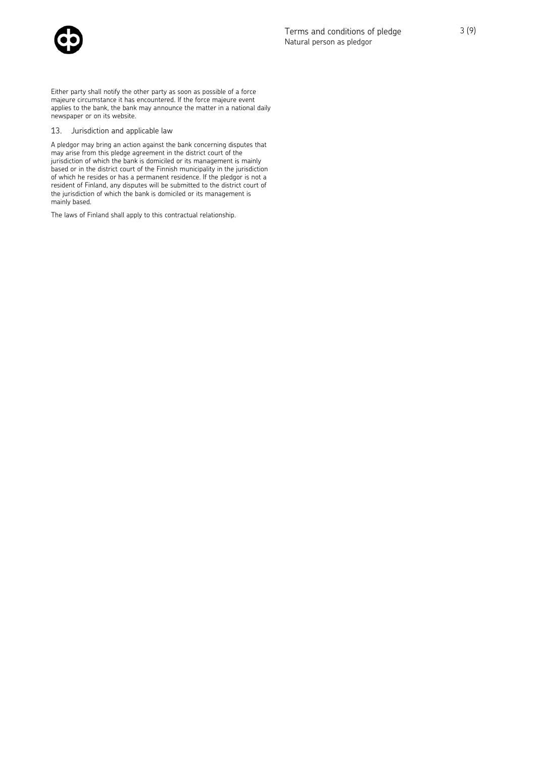Either party shall notify the other party as soon as possible of a force majeure circumstance it has encountered. If the force majeure event applies to the bank, the bank may announce the matter in a national daily newspaper or on its website.

## 13. Jurisdiction and applicable law

A pledgor may bring an action against the bank concerning disputes that may arise from this pledge agreement in the district court of the jurisdiction of which the bank is domiciled or its management is mainly based or in the district court of the Finnish municipality in the jurisdiction of which he resides or has a permanent residence. If the pledgor is not a resident of Finland, any disputes will be submitted to the district court of the jurisdiction of which the bank is domiciled or its management is mainly based.

The laws of Finland shall apply to this contractual relationship.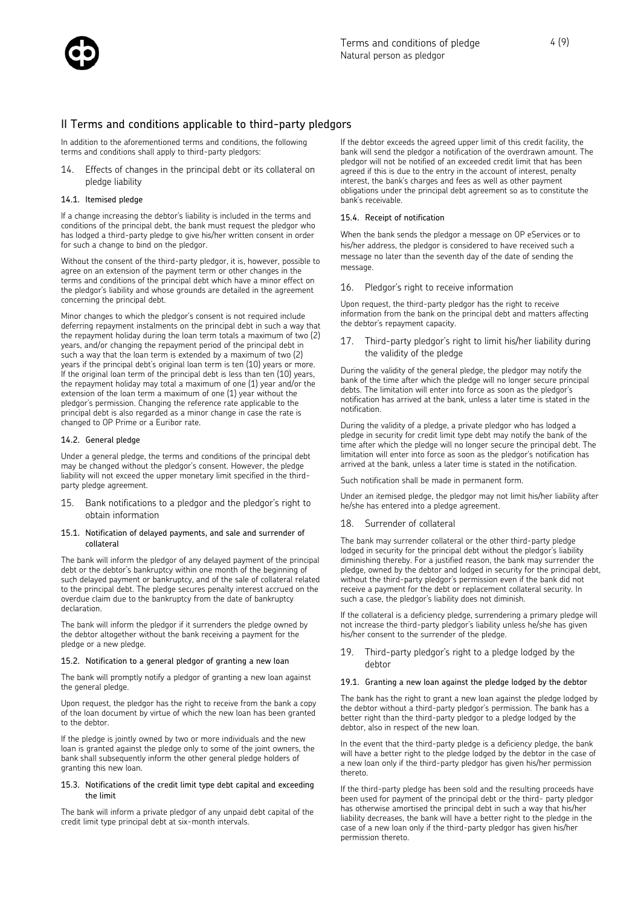## II Terms and conditions applicable to third-party pledgors

In addition to the aforementioned terms and conditions, the following terms and conditions shall apply to third-party pledgors:

### 14. Effects of changes in the principal debt or its collateral on pledge liability

#### 14.1. Itemised pledge

If a change increasing the debtor's liability is included in the terms and conditions of the principal debt, the bank must request the pledgor who has lodged a third-party pledge to give his/her written consent in order for such a change to bind on the pledgor.

Without the consent of the third-party pledgor, it is, however, possible to agree on an extension of the payment term or other changes in the terms and conditions of the principal debt which have a minor effect on the pledgor's liability and whose grounds are detailed in the agreement concerning the principal debt.

Minor changes to which the pledgor's consent is not required include deferring repayment instalments on the principal debt in such a way that the repayment holiday during the loan term totals a maximum of two (2) years, and/or changing the repayment period of the principal debt in such a way that the loan term is extended by a maximum of two (2) years if the principal debt's original loan term is ten (10) years or more. If the original loan term of the principal debt is less than ten (10) years, the repayment holiday may total a maximum of one (1) year and/or the extension of the loan term a maximum of one (1) year without the pledgor's permission. Changing the reference rate applicable to the principal debt is also regarded as a minor change in case the rate is changed to OP Prime or a Euribor rate.

#### 14.2. General pledge

Under a general pledge, the terms and conditions of the principal debt may be changed without the pledgor's consent. However, the pledge liability will not exceed the upper monetary limit specified in the third-party pledge agreement.

### 15. Bank notifications to a pledgor and the pledgor's right to obtain information

#### 15.1. Notification of delayed payments, and sale and surrender of collateral

The bank will inform the pledgor of any delayed payment of the principal debt or the debtor's bankruptcy within one month of the beginning of such delayed payment or bankruptcy, and of the sale of collateral related to the principal debt. The pledge secures penalty interest accrued on the overdue claim due to the bankruptcy from the date of bankruptcy declaration.

The bank will inform the pledgor if it surrenders the pledge owned by the debtor altogether without the bank receiving a payment for the pledge or a new pledge.

#### 15.2. Notification to a general pledgor of granting a new loan

The bank will promptly notify a pledgor of granting a new loan against the general pledge.

Upon request, the pledgor has the right to receive from the bank a copy of the loan document by virtue of which the new loan has been granted to the debtor.

If the pledge is jointly owned by two or more individuals and the new loan is granted against the pledge only to some of the joint owners, the bank shall subsequently inform the other general pledge holders of granting this new loan.

#### 15.3. Notifications of the credit limit type debt capital and exceeding the limit

The bank will inform a private pledgor of any unpaid debt capital of the credit limit type principal debt at six-month intervals.

If the debtor exceeds the agreed upper limit of this credit facility, the bank will send the pledgor a notification of the overdrawn amount. The pledgor will not be notified of an exceeded credit limit that has been agreed if this is due to the entry in the account of interest, penalty interest, the bank's charges and fees as well as other payment obligations under the principal debt agreement so as to constitute the bank's receivable.

#### 15.4. Receipt of notification

When the bank sends the pledgor a message on OP eServices or to his/her address, the pledgor is considered to have received such a message no later than the seventh day of the date of sending the message.

### 16. Pledgor's right to receive information

Upon request, the third-party pledgor has the right to receive information from the bank on the principal debt and matters affecting the debtor's repayment capacity.

### 17. Third-party pledgor's right to limit his/her liability during the validity of the pledge

During the validity of the general pledge, the pledgor may notify the bank of the time after which the pledge will no longer secure principal debts. The limitation will enter into force as soon as the pledgor's notification has arrived at the bank, unless a later time is stated in the notification.

During the validity of a pledge, a private pledgor who has lodged a pledge in security for credit limit type debt may notify the bank of the time after which the pledge will no longer secure the principal debt. The limitation will enter into force as soon as the pledgor's notification has arrived at the bank, unless a later time is stated in the notification.

Such notification shall be made in permanent form.

Under an itemised pledge, the pledgor may not limit his/her liability after he/she has entered into a pledge agreement.

### 18. Surrender of collateral

The bank may surrender collateral or the other third-party pledge lodged in security for the principal debt without the pledgor's liability diminishing thereby. For a justified reason, the bank may surrender the pledge, owned by the debtor and lodged in security for the principal debt, without the third-party pledgor's permission even if the bank did not receive a payment for the debt or replacement collateral security. In such a case, the pledgor's liability does not diminish.

If the collateral is a deficiency pledge, surrendering a primary pledge will not increase the third-party pledgor's liability unless he/she has given his/her consent to the surrender of the pledge.

### 19. Third-party pledgor's right to a pledge lodged by the debtor

#### 19.1. Granting a new loan against the pledge lodged by the debtor

The bank has the right to grant a new loan against the pledge lodged by the debtor without a third-party pledgor's permission. The bank has a better right than the third-party pledgor to a pledge lodged by the debtor, also in respect of the new loan.

In the event that the third-party pledge is a deficiency pledge, the bank will have a better right to the pledge lodged by the debtor in the case of a new loan only if the third-party pledgor has given his/her permission thereto.

If the third-party pledge has been sold and the resulting proceeds have been used for payment of the principal debt or the third- party pledgor has otherwise amortised the principal debt in such a way that his/her liability decreases, the bank will have a better right to the pledge in the case of a new loan only if the third-party pledgor has given his/her permission thereto.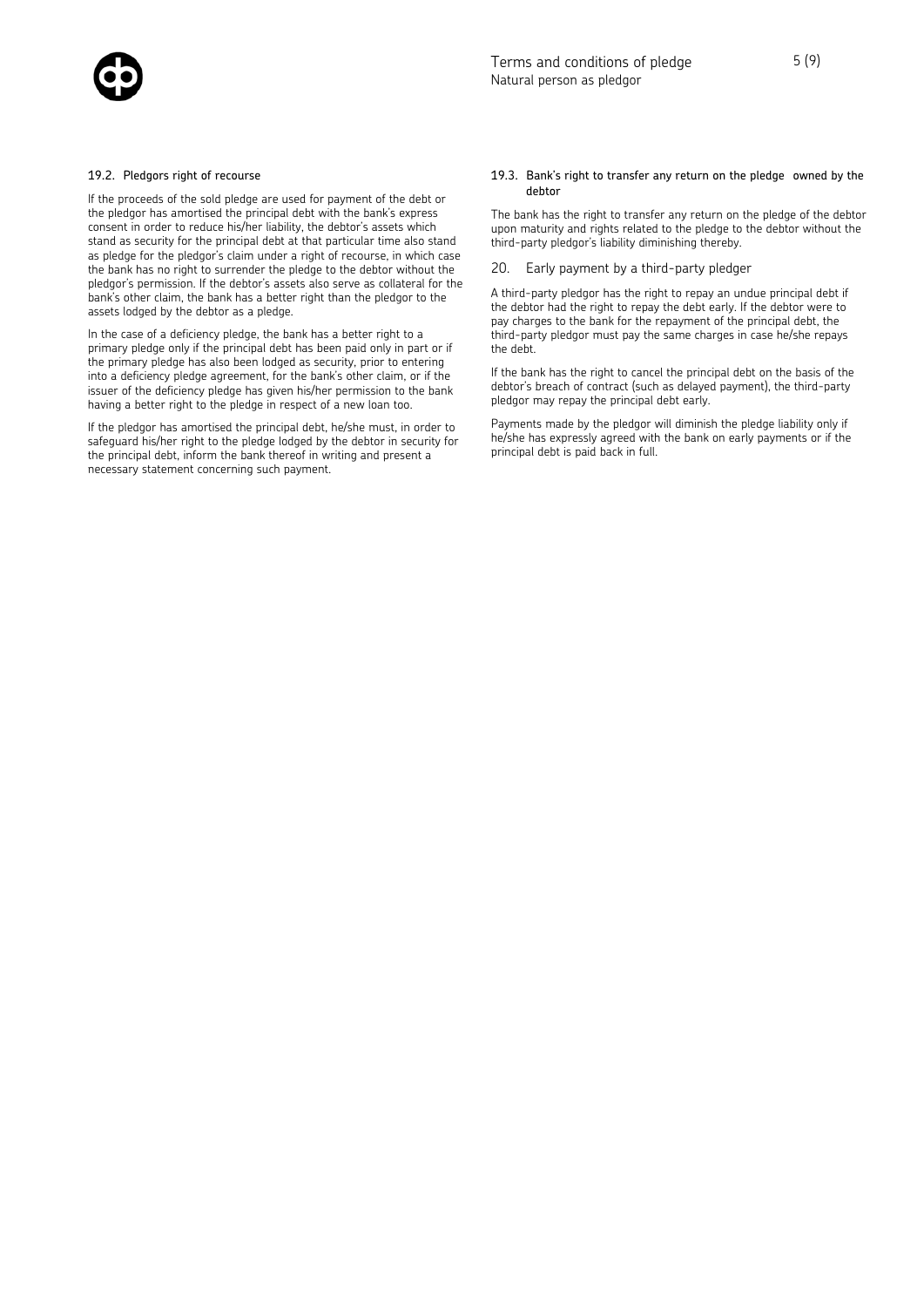### 19.2. Pledgors right of recourse

If the proceeds of the sold pledge are used for payment of the debt or the pledgor has amortised the principal debt with the bank's express consent in order to reduce his/her liability, the debtor's assets which stand as security for the principal debt at that particular time also stand as pledge for the pledgor's claim under a right of recourse, in which case the bank has no right to surrender the pledge to the debtor without the pledgor's permission. If the debtor's assets also serve as collateral for the bank's other claim, the bank has a better right than the pledgor to the assets lodged by the debtor as a pledge.

In the case of a deficiency pledge, the bank has a better right to a primary pledge only if the principal debt has been paid only in part or if the primary pledge has also been lodged as security, prior to entering into a deficiency pledge agreement, for the bank's other claim, or if the issuer of the deficiency pledge has given his/her permission to the bank having a better right to the pledge in respect of a new loan too.

If the pledgor has amortised the principal debt, he/she must, in order to safeguard his/her right to the pledge lodged by the debtor in security for the principal debt, inform the bank thereof in writing and present a necessary statement concerning such payment.

### 19.3. Bank's right to transfer any return on the pledge owned by the debtor

The bank has the right to transfer any return on the pledge of the debtor upon maturity and rights related to the pledge to the debtor without the third-party pledgor's liability diminishing thereby.

## 20. Early payment by a third-party pledger

A third-party pledgor has the right to repay an undue principal debt if the debtor had the right to repay the debt early. If the debtor were to pay charges to the bank for the repayment of the principal debt, the third-party pledgor must pay the same charges in case he/she repays the debt.

If the bank has the right to cancel the principal debt on the basis of the debtor's breach of contract (such as delayed payment), the third-party pledgor may repay the principal debt early.

Payments made by the pledgor will diminish the pledge liability only if he/she has expressly agreed with the bank on early payments or if the principal debt is paid back in full.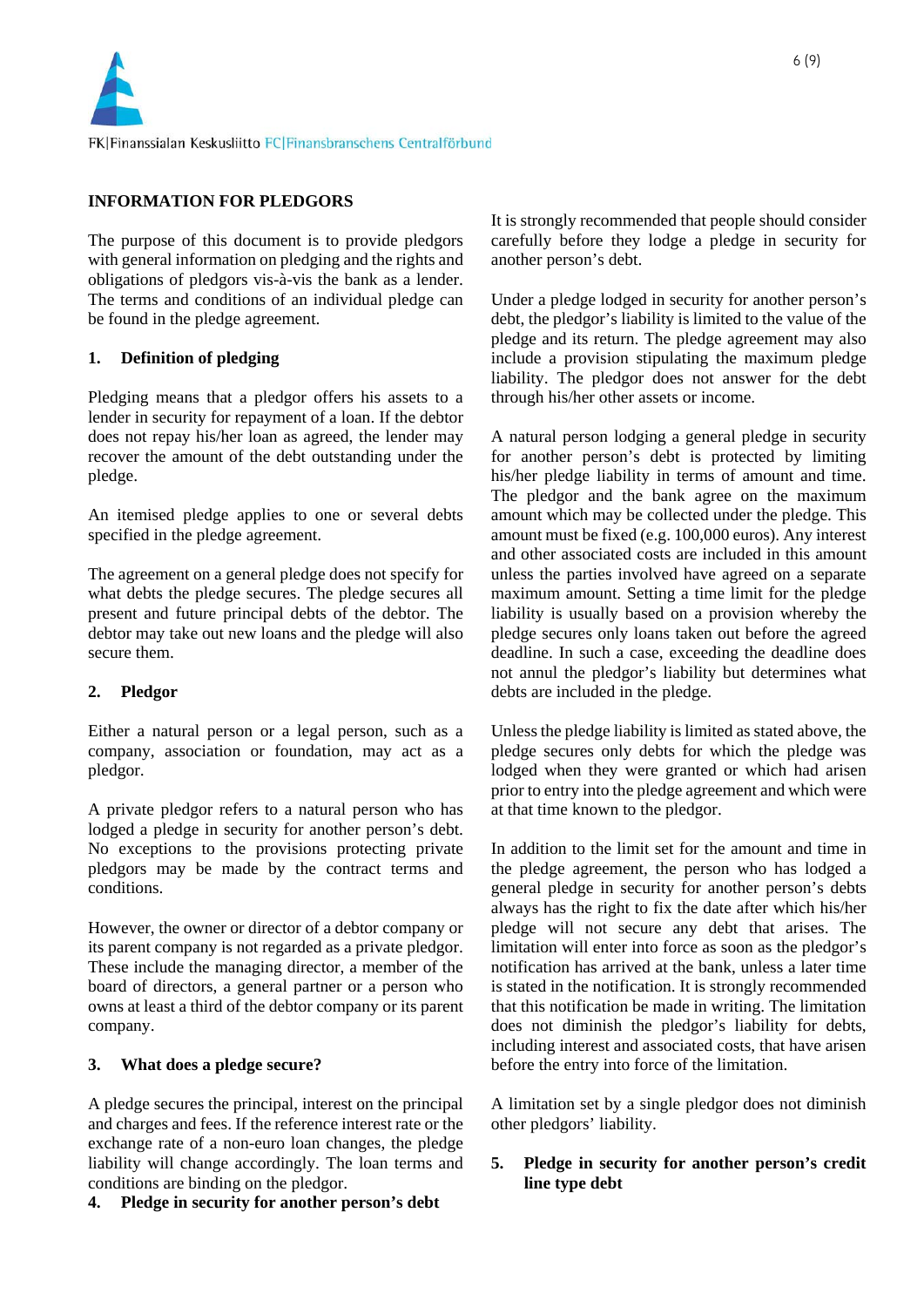## INFORMATION FOR PLEDGORS

The purpose of this document is to provide pledgors with general information on pledging and the rights and obligations of pledgors vis-à-vis the bank as a lender. The terms and conditions of an individual pledge can be found in the pledge agreement.

### 1. Definition of pledging

Pledging means that a pledgor offers his assets to a lender in security for repayment of a loan. If the debtor does not repay his/her loan as agreed, the lender may recover the amount of the debt outstanding under the pledge.

An itemised pledge applies to one or several debts specified in the pledge agreement.

The agreement on a general pledge does not specify for what debts the pledge secures. The pledge secures all present and future principal debts of the debtor. The debtor may take out new loans and the pledge will also secure them.

### 2. Pledgor

Either a natural person or a legal person, such as a company, association or foundation, may act as a pledgor.

A private pledgor refers to a natural person who has lodged a pledge in security for another person's debt. No exceptions to the provisions protecting private pledgors may be made by the contract terms and conditions.

However, the owner or director of a debtor company or its parent company is not regarded as a private pledgor. These include the managing director, a member of the board of directors, a general partner or a person who owns at least a third of the debtor company or its parent company.

### 3. What does a pledge secure?

A pledge secures the principal, interest on the principal and charges and fees. If the reference interest rate or the exchange rate of a non-euro loan changes, the pledge liability will change accordingly. The loan terms and conditions are binding on the pledgor.

### 4. Pledge in security for another person's debt

It is strongly recommended that people should consider carefully before they lodge a pledge in security for another person's debt.

Under a pledge lodged in security for another person's debt, the pledgor's liability is limited to the value of the pledge and its return. The pledge agreement may also include a provision stipulating the maximum pledge liability. The pledgor does not answer for the debt through his/her other assets or income.

A natural person lodging a general pledge in security for another person's debt is protected by limiting his/her pledge liability in terms of amount and time. The pledgor and the bank agree on the maximum amount which may be collected under the pledge. This amount must be fixed (e.g. 100,000 euros). Any interest and other associated costs are included in this amount unless the parties involved have agreed on a separate maximum amount. Setting a time limit for the pledge liability is usually based on a provision whereby the pledge secures only loans taken out before the agreed deadline. In such a case, exceeding the deadline does not annul the pledgor's liability but determines what debts are included in the pledge.

Unless the pledge liability is limited as stated above, the pledge secures only debts for which the pledge was lodged when they were granted or which had arisen prior to entry into the pledge agreement and which were at that time known to the pledgor.

In addition to the limit set for the amount and time in the pledge agreement, the person who has lodged a general pledge in security for another person's debts always has the right to fix the date after which his/her pledge will not secure any debt that arises. The limitation will enter into force as soon as the pledgor's notification has arrived at the bank, unless a later time is stated in the notification. It is strongly recommended that this notification be made in writing. The limitation does not diminish the pledgor's liability for debts, including interest and associated costs, that have arisen before the entry into force of the limitation.

A limitation set by a single pledgor does not diminish other pledgors' liability.

### 5. Pledge in security for another person's credit line type debt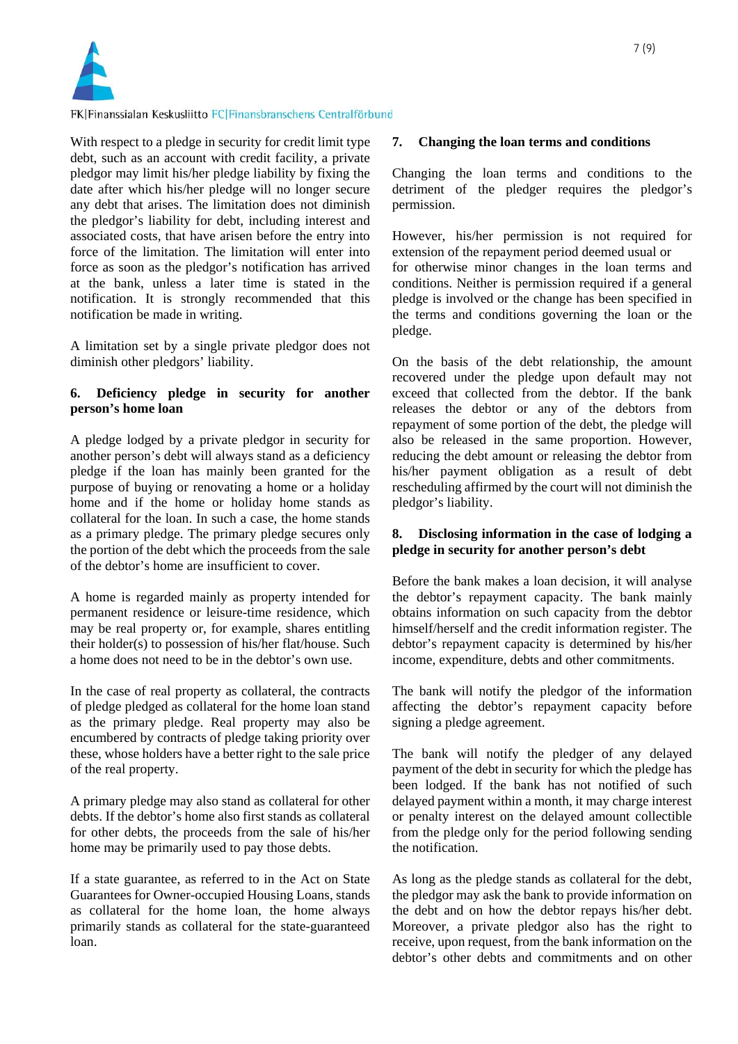With respect to a pledge in security for credit limit type debt, such as an account with credit facility, a private pledgor may limit his/her pledge liability by fixing the date after which his/her pledge will no longer secure any debt that arises. The limitation does not diminish the pledgor's liability for debt, including interest and associated costs, that have arisen before the entry into force of the limitation. The limitation will enter into force as soon as the pledgor's notification has arrived at the bank, unless a later time is stated in the notification. It is strongly recommended that this notification be made in writing.

A limitation set by a single private pledgor does not diminish other pledgors' liability.

## 6. Deficiency pledge in security for another person's home loan

A pledge lodged by a private pledgor in security for another person's debt will always stand as a deficiency pledge if the loan has mainly been granted for the purpose of buying or renovating a home or a holiday home and if the home or holiday home stands as collateral for the loan. In such a case, the home stands as a primary pledge. The primary pledge secures only the portion of the debt which the proceeds from the sale of the debtor's home are insufficient to cover.

A home is regarded mainly as property intended for permanent residence or leisure-time residence, which may be real property or, for example, shares entitling their holder(s) to possession of his/her flat/house. Such a home does not need to be in the debtor's own use.

In the case of real property as collateral, the contracts of pledge pledged as collateral for the home loan stand as the primary pledge. Real property may also be encumbered by contracts of pledge taking priority over these, whose holders have a better right to the sale price of the real property.

A primary pledge may also stand as collateral for other debts. If the debtor's home also first stands as collateral for other debts, the proceeds from the sale of his/her home may be primarily used to pay those debts.

If a state guarantee, as referred to in the Act on State Guarantees for Owner-occupied Housing Loans, stands as collateral for the home loan, the home always primarily stands as collateral for the state-guaranteed loan.

## 7. Changing the loan terms and conditions

Changing the loan terms and conditions to the detriment of the pledger requires the pledgor's permission.

However, his/her permission is not required for extension of the repayment period deemed usual or for otherwise minor changes in the loan terms and conditions. Neither is permission required if a general pledge is involved or the change has been specified in the terms and conditions governing the loan or the pledge.

On the basis of the debt relationship, the amount recovered under the pledge upon default may not exceed that collected from the debtor. If the bank releases the debtor or any of the debtors from repayment of some portion of the debt, the pledge will also be released in the same proportion. However, reducing the debt amount or releasing the debtor from his/her payment obligation as a result of debt rescheduling affirmed by the court will not diminish the pledgor's liability.

## 8. Disclosing information in the case of lodging a pledge in security for another person's debt

Before the bank makes a loan decision, it will analyse the debtor's repayment capacity. The bank mainly obtains information on such capacity from the debtor himself/herself and the credit information register. The debtor's repayment capacity is determined by his/her income, expenditure, debts and other commitments.

The bank will notify the pledgor of the information affecting the debtor's repayment capacity before signing a pledge agreement.

The bank will notify the pledger of any delayed payment of the debt in security for which the pledge has been lodged. If the bank has not notified of such delayed payment within a month, it may charge interest or penalty interest on the delayed amount collectible from the pledge only for the period following sending the notification.

As long as the pledge stands as collateral for the debt, the pledgor may ask the bank to provide information on the debt and on how the debtor repays his/her debt. Moreover, a private pledgor also has the right to receive, upon request, from the bank information on the debtor's other debts and commitments and on other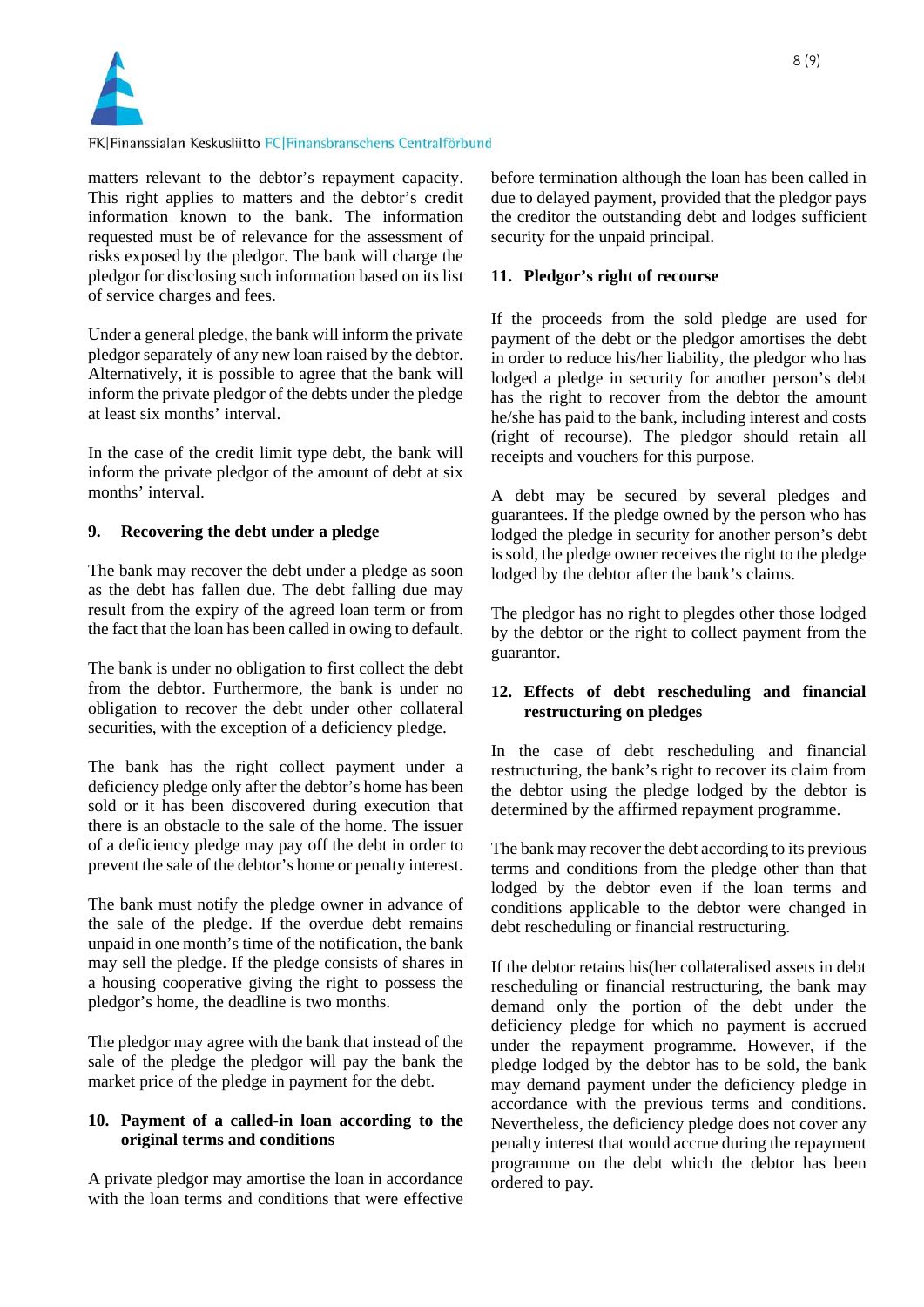matters relevant to the debtor's repayment capacity. This right applies to matters and the debtor's credit information known to the bank. The information requested must be of relevance for the assessment of risks exposed by the pledgor. The bank will charge the pledgor for disclosing such information based on its list of service charges and fees.

Under a general pledge, the bank will inform the private pledgor separately of any new loan raised by the debtor. Alternatively, it is possible to agree that the bank will inform the private pledgor of the debts under the pledge at least six months' interval.

In the case of the credit limit type debt, the bank will inform the private pledgor of the amount of debt at six months' interval.

## 9. Recovering the debt under a pledge

The bank may recover the debt under a pledge as soon as the debt has fallen due. The debt falling due may result from the expiry of the agreed loan term or from the fact that the loan has been called in owing to default.

The bank is under no obligation to first collect the debt from the debtor. Furthermore, the bank is under no obligation to recover the debt under other collateral securities, with the exception of a deficiency pledge.

The bank has the right collect payment under a deficiency pledge only after the debtor's home has been sold or it has been discovered during execution that there is an obstacle to the sale of the home. The issuer of a deficiency pledge may pay off the debt in order to prevent the sale of the debtor's home or penalty interest.

The bank must notify the pledge owner in advance of the sale of the pledge. If the overdue debt remains unpaid in one month's time of the notification, the bank may sell the pledge. If the pledge consists of shares in a housing cooperative giving the right to possess the pledgor's home, the deadline is two months.

The pledgor may agree with the bank that instead of the sale of the pledge the pledgor will pay the bank the market price of the pledge in payment for the debt.

## 10. Payment of a called-in loan according to the original terms and conditions

A private pledgor may amortise the loan in accordance with the loan terms and conditions that were effective before termination although the loan has been called in due to delayed payment, provided that the pledgor pays the creditor the outstanding debt and lodges sufficient security for the unpaid principal.

## 11. Pledgor's right of recourse

If the proceeds from the sold pledge are used for payment of the debt or the pledgor amortises the debt in order to reduce his/her liability, the pledgor who has lodged a pledge in security for another person's debt has the right to recover from the debtor the amount he/she has paid to the bank, including interest and costs (right of recourse). The pledgor should retain all receipts and vouchers for this purpose.

A debt may be secured by several pledges and guarantees. If the pledge owned by the person who has lodged the pledge in security for another person's debt is sold, the pledge owner receives the right to the pledge lodged by the debtor after the bank's claims.

The pledgor has no right to plegdes other those lodged by the debtor or the right to collect payment from the guarantor.

## 12. Effects of debt rescheduling and financial restructuring on pledges

In the case of debt rescheduling and financial restructuring, the bank's right to recover its claim from the debtor using the pledge lodged by the debtor is determined by the affirmed repayment programme.

The bank may recover the debt according to its previous terms and conditions from the pledge other than that lodged by the debtor even if the loan terms and conditions applicable to the debtor were changed in debt rescheduling or financial restructuring.

If the debtor retains his(her collateralised assets in debt rescheduling or financial restructuring, the bank may demand only the portion of the debt under the deficiency pledge for which no payment is accrued under the repayment programme. However, if the pledge lodged by the debtor has to be sold, the bank may demand payment under the deficiency pledge in accordance with the previous terms and conditions. Nevertheless, the deficiency pledge does not cover any penalty interest that would accrue during the repayment programme on the debt which the debtor has been ordered to pay.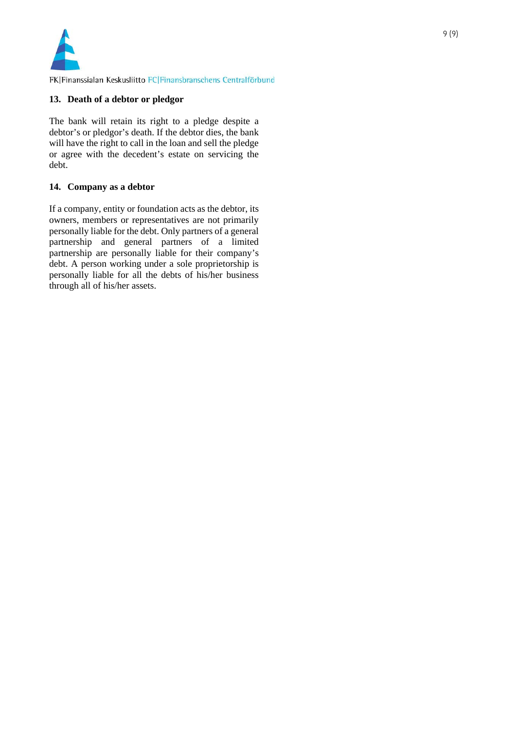## 13. Death of a debtor or pledgor

The bank will retain its right to a pledge despite a debtor's or pledgor's death. If the debtor dies, the bank will have the right to call in the loan and sell the pledge or agree with the decedent's estate on servicing the debt.

## 14. Company as a debtor

If a company, entity or foundation acts as the debtor, its owners, members or representatives are not primarily personally liable for the debt. Only partners of a general partnership and general partners of a limited partnership are personally liable for their company's debt. A person working under a sole proprietorship is personally liable for all the debts of his/her business through all of his/her assets.